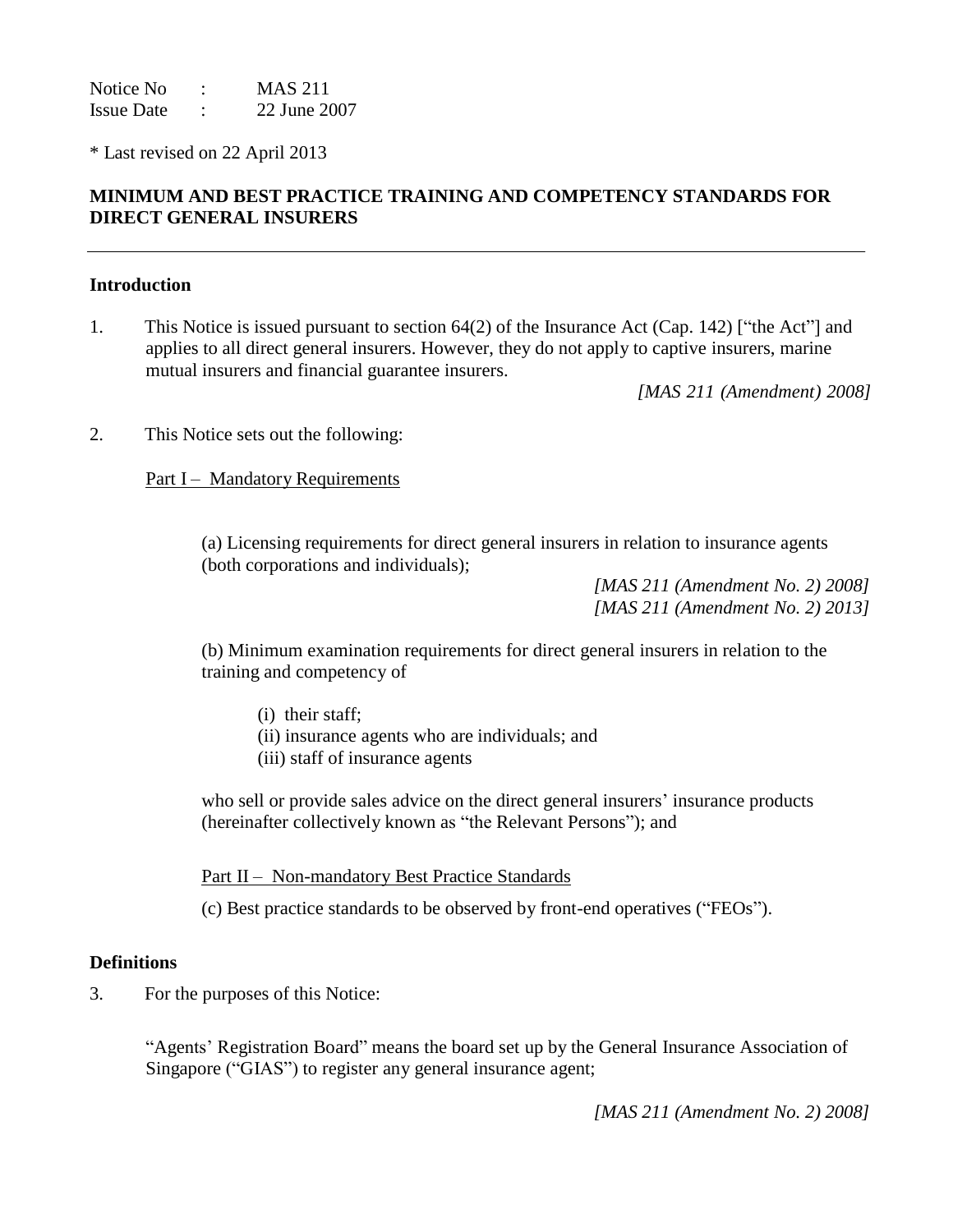Notice No : MAS 211
Issue Date : 22 June 2007

* Last revised on 22 April 2013

## MINIMUM AND BEST PRACTICE TRAINING AND COMPETENCY STANDARDS FOR DIRECT GENERAL INSURERS

---

### Introduction

1. This Notice is issued pursuant to section 64(2) of the Insurance Act (Cap. 142) ["the Act"] and applies to all direct general insurers. However, they do not apply to captive insurers, marine mutual insurers and financial guarantee insurers.

*[MAS 211 (Amendment) 2008]*

2. This Notice sets out the following:

<u>Part I – Mandatory Requirements</u>

(a) Licensing requirements for direct general insurers in relation to insurance agents (both corporations and individuals);

*[MAS 211 (Amendment No. 2) 2008]*
*[MAS 211 (Amendment No. 2) 2013]*

(b) Minimum examination requirements for direct general insurers in relation to the training and competency of

(i) their staff;
(ii) insurance agents who are individuals; and
(iii) staff of insurance agents

who sell or provide sales advice on the direct general insurers' insurance products (hereinafter collectively known as "the Relevant Persons"); and

<u>Part II – Non-mandatory Best Practice Standards</u>

(c) Best practice standards to be observed by front-end operatives ("FEOs").

### Definitions

3. For the purposes of this Notice:

"Agents' Registration Board" means the board set up by the General Insurance Association of Singapore ("GIAS") to register any general insurance agent;

*[MAS 211 (Amendment No. 2) 2008]*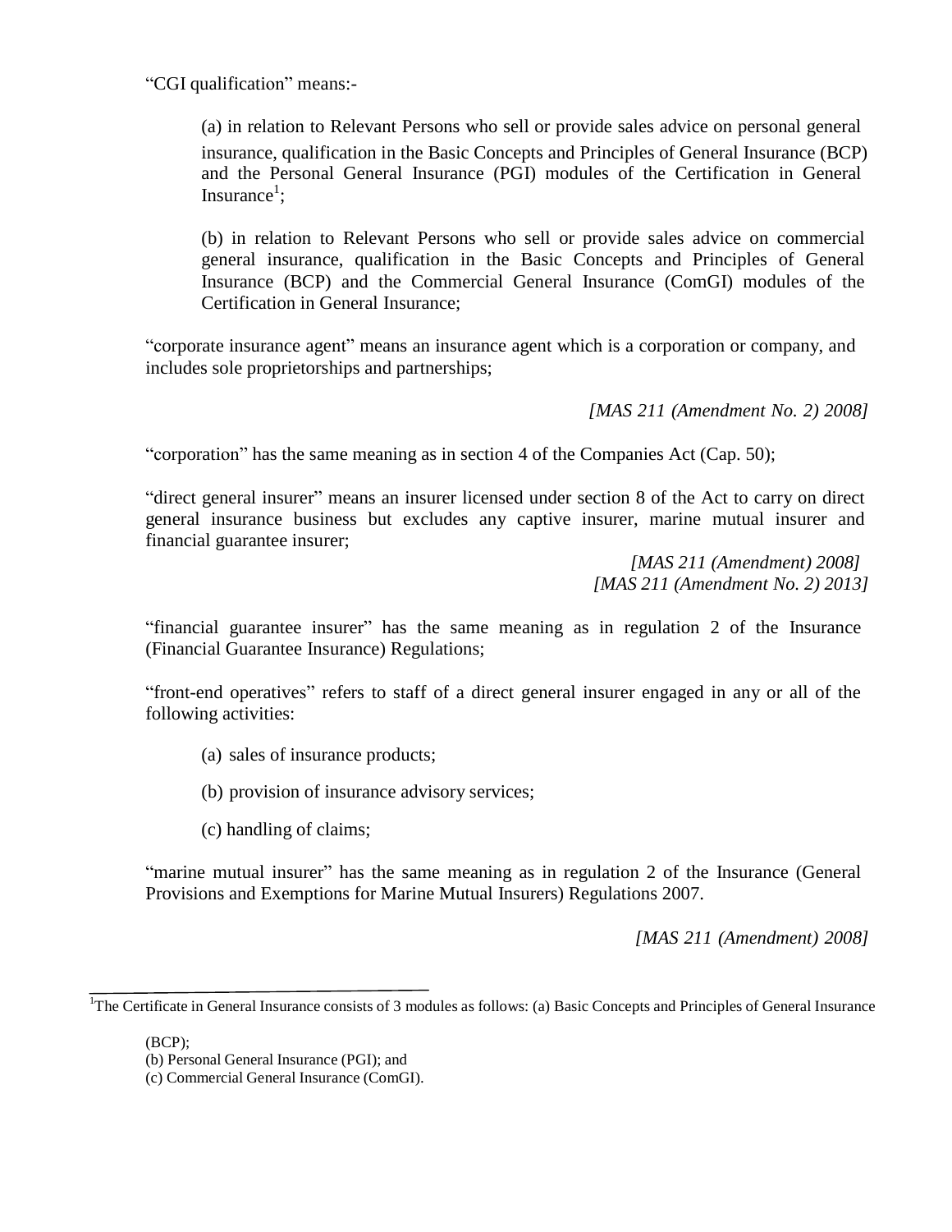"CGI qualification" means:-

(a) in relation to Relevant Persons who sell or provide sales advice on personal general insurance, qualification in the Basic Concepts and Principles of General Insurance (BCP) and the Personal General Insurance (PGI) modules of the Certification in General Insurance[1];

(b) in relation to Relevant Persons who sell or provide sales advice on commercial general insurance, qualification in the Basic Concepts and Principles of General Insurance (BCP) and the Commercial General Insurance (ComGI) modules of the Certification in General Insurance;

"corporate insurance agent" means an insurance agent which is a corporation or company, and includes sole proprietorships and partnerships;

*[MAS 211 (Amendment No. 2) 2008]*

"corporation" has the same meaning as in section 4 of the Companies Act (Cap. 50);

"direct general insurer" means an insurer licensed under section 8 of the Act to carry on direct general insurance business but excludes any captive insurer, marine mutual insurer and financial guarantee insurer;

*[MAS 211 (Amendment) 2008]*
*[MAS 211 (Amendment No. 2) 2013]*

"financial guarantee insurer" has the same meaning as in regulation 2 of the Insurance (Financial Guarantee Insurance) Regulations;

"front-end operatives" refers to staff of a direct general insurer engaged in any or all of the following activities:

(a) sales of insurance products;

(b) provision of insurance advisory services;

(c) handling of claims;

"marine mutual insurer" has the same meaning as in regulation 2 of the Insurance (General Provisions and Exemptions for Marine Mutual Insurers) Regulations 2007.

*[MAS 211 (Amendment) 2008]*

---

[1] The Certificate in General Insurance consists of 3 modules as follows: (a) Basic Concepts and Principles of General Insurance (BCP);
(b) Personal General Insurance (PGI); and
(c) Commercial General Insurance (ComGI).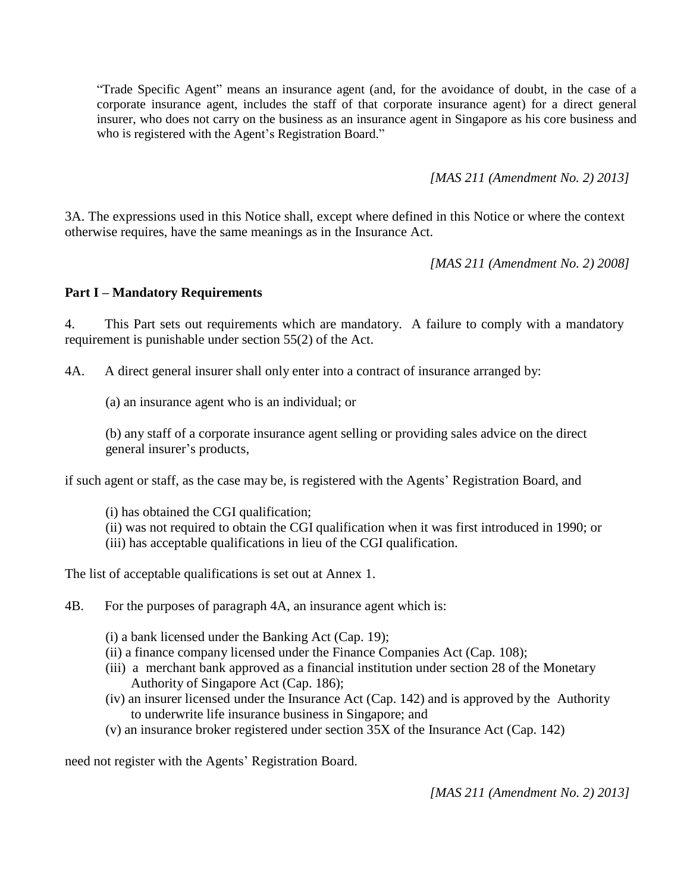"Trade Specific Agent" means an insurance agent (and, for the avoidance of doubt, in the case of a corporate insurance agent, includes the staff of that corporate insurance agent) for a direct general insurer, who does not carry on the business as an insurance agent in Singapore as his core business and who is registered with the Agent's Registration Board."

*[MAS 211 (Amendment No. 2) 2013]*

3A. The expressions used in this Notice shall, except where defined in this Notice or where the context otherwise requires, have the same meanings as in the Insurance Act.

*[MAS 211 (Amendment No. 2) 2008]*

**Part I – Mandatory Requirements**

4. This Part sets out requirements which are mandatory. A failure to comply with a mandatory requirement is punishable under section 55(2) of the Act.

4A. A direct general insurer shall only enter into a contract of insurance arranged by:

(a) an insurance agent who is an individual; or

(b) any staff of a corporate insurance agent selling or providing sales advice on the direct general insurer's products,

if such agent or staff, as the case may be, is registered with the Agents' Registration Board, and

(i) has obtained the CGI qualification;
(ii) was not required to obtain the CGI qualification when it was first introduced in 1990; or
(iii) has acceptable qualifications in lieu of the CGI qualification.

The list of acceptable qualifications is set out at Annex 1.

4B. For the purposes of paragraph 4A, an insurance agent which is:

(i) a bank licensed under the Banking Act (Cap. 19);
(ii) a finance company licensed under the Finance Companies Act (Cap. 108);
(iii) a merchant bank approved as a financial institution under section 28 of the Monetary Authority of Singapore Act (Cap. 186);
(iv) an insurer licensed under the Insurance Act (Cap. 142) and is approved by the Authority to underwrite life insurance business in Singapore; and
(v) an insurance broker registered under section 35X of the Insurance Act (Cap. 142)

need not register with the Agents' Registration Board.

*[MAS 211 (Amendment No. 2) 2013]*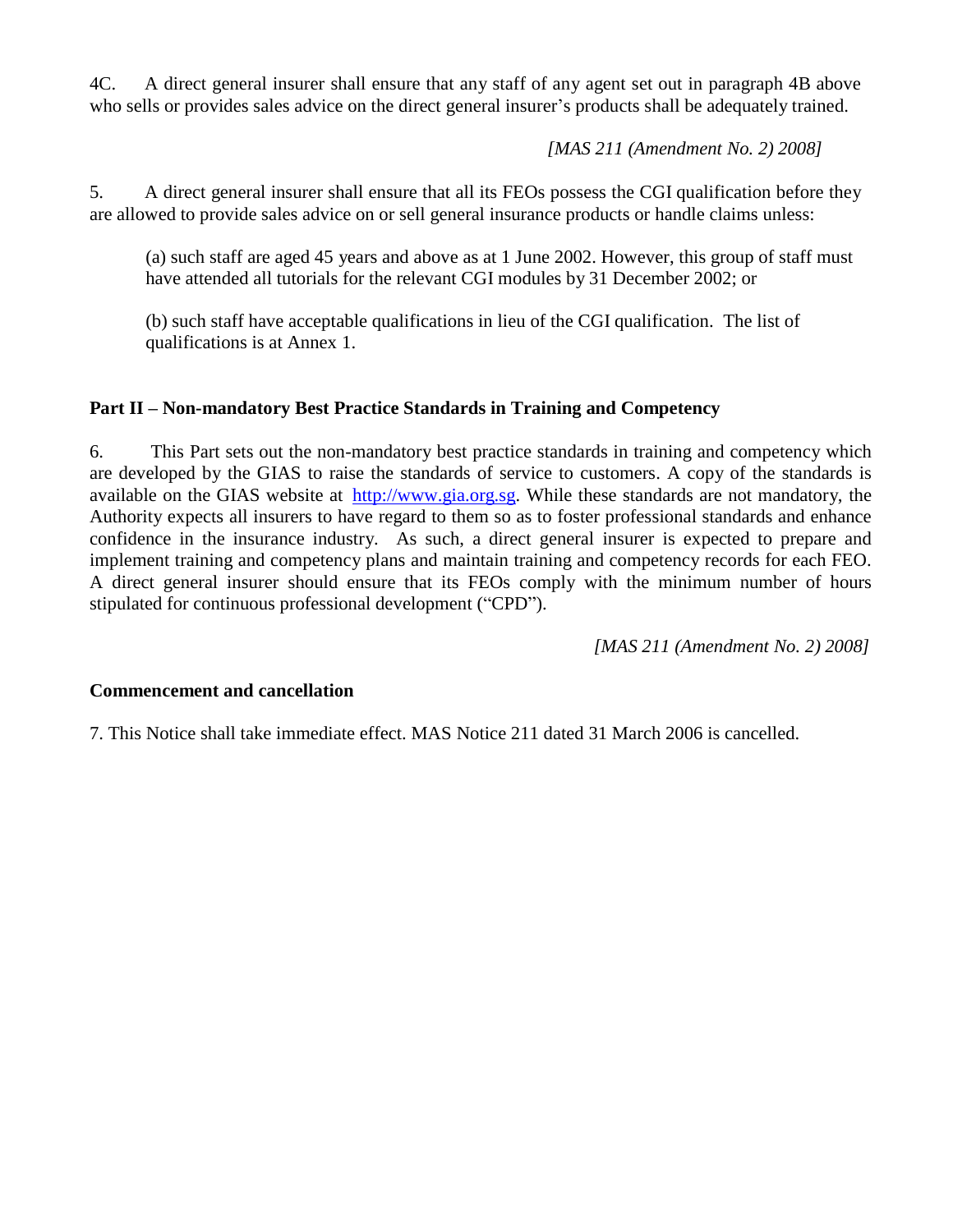4C. A direct general insurer shall ensure that any staff of any agent set out in paragraph 4B above who sells or provides sales advice on the direct general insurer's products shall be adequately trained.

*[MAS 211 (Amendment No. 2) 2008]*

5. A direct general insurer shall ensure that all its FEOs possess the CGI qualification before they are allowed to provide sales advice on or sell general insurance products or handle claims unless:

(a) such staff are aged 45 years and above as at 1 June 2002. However, this group of staff must have attended all tutorials for the relevant CGI modules by 31 December 2002; or

(b) such staff have acceptable qualifications in lieu of the CGI qualification. The list of qualifications is at Annex 1.

**Part II – Non-mandatory Best Practice Standards in Training and Competency**

6. This Part sets out the non-mandatory best practice standards in training and competency which are developed by the GIAS to raise the standards of service to customers. A copy of the standards is available on the GIAS website at http://www.gia.org.sg. While these standards are not mandatory, the Authority expects all insurers to have regard to them so as to foster professional standards and enhance confidence in the insurance industry. As such, a direct general insurer is expected to prepare and implement training and competency plans and maintain training and competency records for each FEO. A direct general insurer should ensure that its FEOs comply with the minimum number of hours stipulated for continuous professional development ("CPD").

*[MAS 211 (Amendment No. 2) 2008]*

**Commencement and cancellation**

7. This Notice shall take immediate effect. MAS Notice 211 dated 31 March 2006 is cancelled.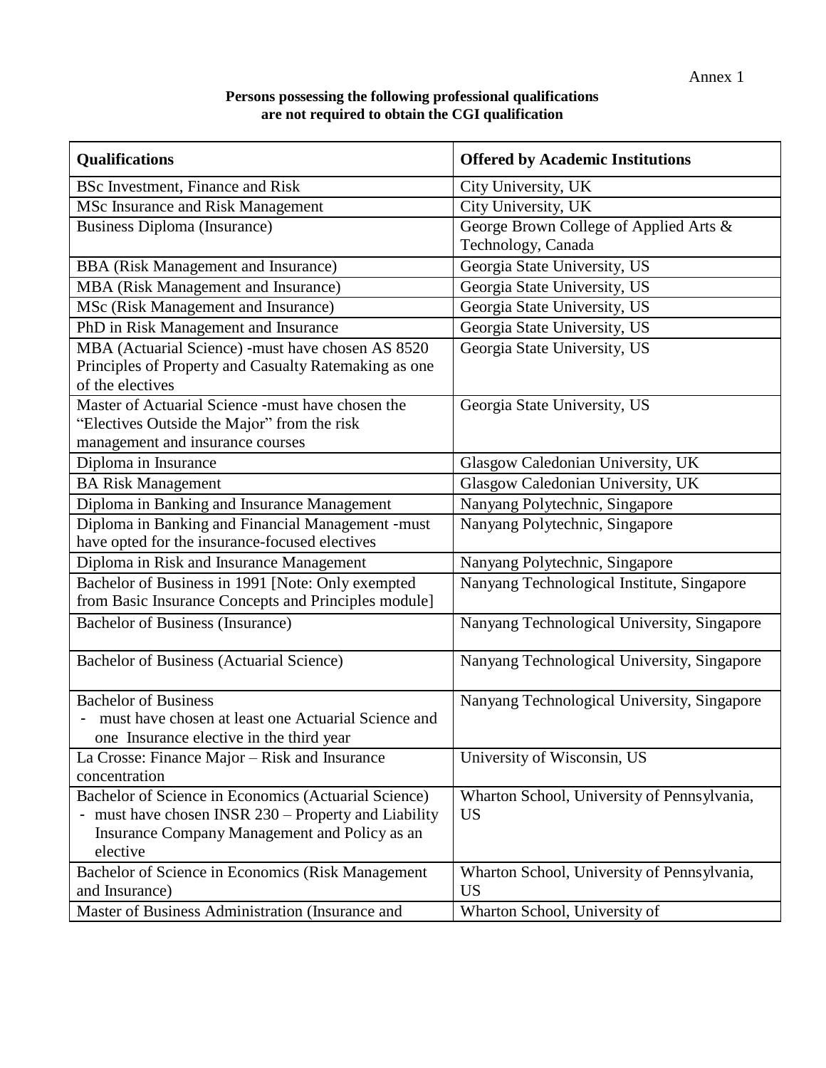Annex 1

**Persons possessing the following professional qualifications are not required to obtain the CGI qualification**

| **Qualifications** | **Offered by Academic Institutions** |
|---|---|
| BSc Investment, Finance and Risk | City University, UK |
| MSc Insurance and Risk Management | City University, UK |
| Business Diploma (Insurance) | George Brown College of Applied Arts & Technology, Canada |
| BBA (Risk Management and Insurance) | Georgia State University, US |
| MBA (Risk Management and Insurance) | Georgia State University, US |
| MSc (Risk Management and Insurance) | Georgia State University, US |
| PhD in Risk Management and Insurance | Georgia State University, US |
| MBA (Actuarial Science) -must have chosen AS 8520 Principles of Property and Casualty Ratemaking as one of the electives | Georgia State University, US |
| Master of Actuarial Science -must have chosen the "Electives Outside the Major" from the risk management and insurance courses | Georgia State University, US |
| Diploma in Insurance | Glasgow Caledonian University, UK |
| BA Risk Management | Glasgow Caledonian University, UK |
| Diploma in Banking and Insurance Management | Nanyang Polytechnic, Singapore |
| Diploma in Banking and Financial Management -must have opted for the insurance-focused electives | Nanyang Polytechnic, Singapore |
| Diploma in Risk and Insurance Management | Nanyang Polytechnic, Singapore |
| Bachelor of Business in 1991 [Note: Only exempted from Basic Insurance Concepts and Principles module] | Nanyang Technological Institute, Singapore |
| Bachelor of Business (Insurance) | Nanyang Technological University, Singapore |
| Bachelor of Business (Actuarial Science) | Nanyang Technological University, Singapore |
| Bachelor of Business<br>- must have chosen at least one Actuarial Science and one Insurance elective in the third year | Nanyang Technological University, Singapore |
| La Crosse: Finance Major – Risk and Insurance concentration | University of Wisconsin, US |
| Bachelor of Science in Economics (Actuarial Science)<br>- must have chosen INSR 230 – Property and Liability Insurance Company Management and Policy as an elective | Wharton School, University of Pennsylvania, US |
| Bachelor of Science in Economics (Risk Management and Insurance) | Wharton School, University of Pennsylvania, US |
| Master of Business Administration (Insurance and | Wharton School, University of |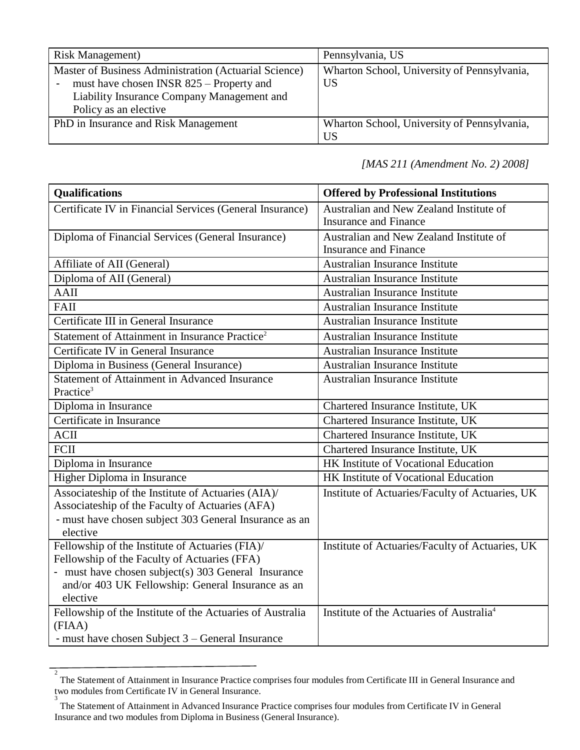| | |
|---|---|
| Risk Management) | Pennsylvania, US |
| Master of Business Administration (Actuarial Science)<br>- must have chosen INSR 825 – Property and Liability Insurance Company Management and Policy as an elective | Wharton School, University of Pennsylvania, US |
| PhD in Insurance and Risk Management | Wharton School, University of Pennsylvania, US |

*[MAS 211 (Amendment No. 2) 2008]*

| **Qualifications** | **Offered by Professional Institutions** |
|---|---|
| Certificate IV in Financial Services (General Insurance) | Australian and New Zealand Institute of Insurance and Finance |
| Diploma of Financial Services (General Insurance) | Australian and New Zealand Institute of Insurance and Finance |
| Affiliate of AII (General) | Australian Insurance Institute |
| Diploma of AII (General) | Australian Insurance Institute |
| AAII | Australian Insurance Institute |
| FAII | Australian Insurance Institute |
| Certificate III in General Insurance | Australian Insurance Institute |
| Statement of Attainment in Insurance Practice[2] | Australian Insurance Institute |
| Certificate IV in General Insurance | Australian Insurance Institute |
| Diploma in Business (General Insurance) | Australian Insurance Institute |
| Statement of Attainment in Advanced Insurance Practice[3] | Australian Insurance Institute |
| Diploma in Insurance | Chartered Insurance Institute, UK |
| Certificate in Insurance | Chartered Insurance Institute, UK |
| ACII | Chartered Insurance Institute, UK |
| FCII | Chartered Insurance Institute, UK |
| Diploma in Insurance | HK Institute of Vocational Education |
| Higher Diploma in Insurance | HK Institute of Vocational Education |
| Associateship of the Institute of Actuaries (AIA)/ Associateship of the Faculty of Actuaries (AFA)<br>- must have chosen subject 303 General Insurance as an elective | Institute of Actuaries/Faculty of Actuaries, UK |
| Fellowship of the Institute of Actuaries (FIA)/ Fellowship of the Faculty of Actuaries (FFA)<br>- must have chosen subject(s) 303 General Insurance and/or 403 UK Fellowship: General Insurance as an elective | Institute of Actuaries/Faculty of Actuaries, UK |
| Fellowship of the Institute of the Actuaries of Australia (FIAA)<br>- must have chosen Subject 3 – General Insurance | Institute of the Actuaries of Australia[4] |

[2] The Statement of Attainment in Insurance Practice comprises four modules from Certificate III in General Insurance and two modules from Certificate IV in General Insurance.

[3] The Statement of Attainment in Advanced Insurance Practice comprises four modules from Certificate IV in General Insurance and two modules from Diploma in Business (General Insurance).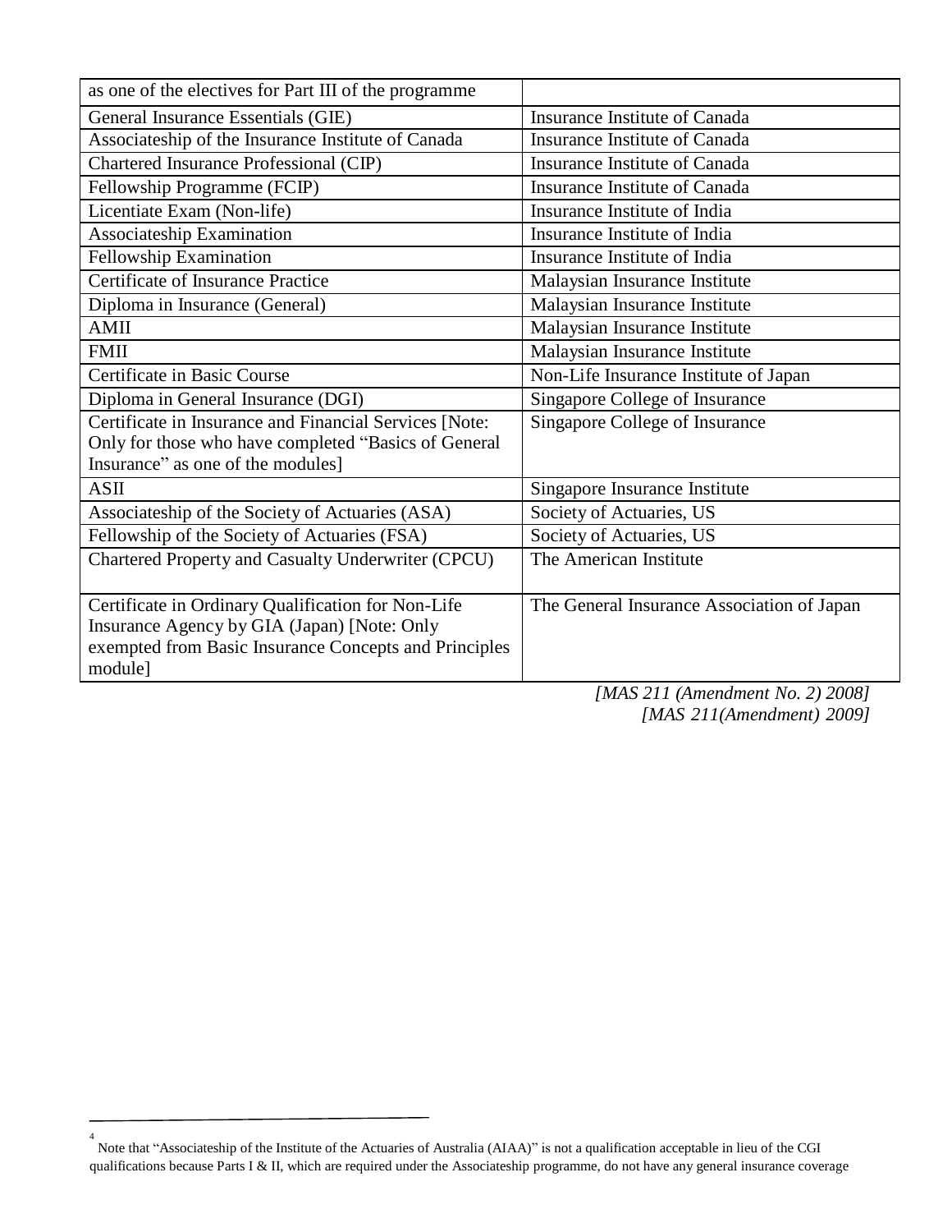| as one of the electives for Part III of the programme | |
|---|---|
| General Insurance Essentials (GIE) | Insurance Institute of Canada |
| Associateship of the Insurance Institute of Canada | Insurance Institute of Canada |
| Chartered Insurance Professional (CIP) | Insurance Institute of Canada |
| Fellowship Programme (FCIP) | Insurance Institute of Canada |
| Licentiate Exam (Non-life) | Insurance Institute of India |
| Associateship Examination | Insurance Institute of India |
| Fellowship Examination | Insurance Institute of India |
| Certificate of Insurance Practice | Malaysian Insurance Institute |
| Diploma in Insurance (General) | Malaysian Insurance Institute |
| AMII | Malaysian Insurance Institute |
| FMII | Malaysian Insurance Institute |
| Certificate in Basic Course | Non-Life Insurance Institute of Japan |
| Diploma in General Insurance (DGI) | Singapore College of Insurance |
| Certificate in Insurance and Financial Services [Note: Only for those who have completed "Basics of General Insurance" as one of the modules] | Singapore College of Insurance |
| ASII | Singapore Insurance Institute |
| Associateship of the Society of Actuaries (ASA) | Society of Actuaries, US |
| Fellowship of the Society of Actuaries (FSA) | Society of Actuaries, US |
| Chartered Property and Casualty Underwriter (CPCU) | The American Institute |
| Certificate in Ordinary Qualification for Non-Life Insurance Agency by GIA (Japan) [Note: Only exempted from Basic Insurance Concepts and Principles module] | The General Insurance Association of Japan |

*[MAS 211 (Amendment No. 2) 2008]*
*[MAS 211(Amendment) 2009]*

[4] Note that "Associateship of the Institute of the Actuaries of Australia (AIAA)" is not a qualification acceptable in lieu of the CGI qualifications because Parts I & II, which are required under the Associateship programme, do not have any general insurance coverage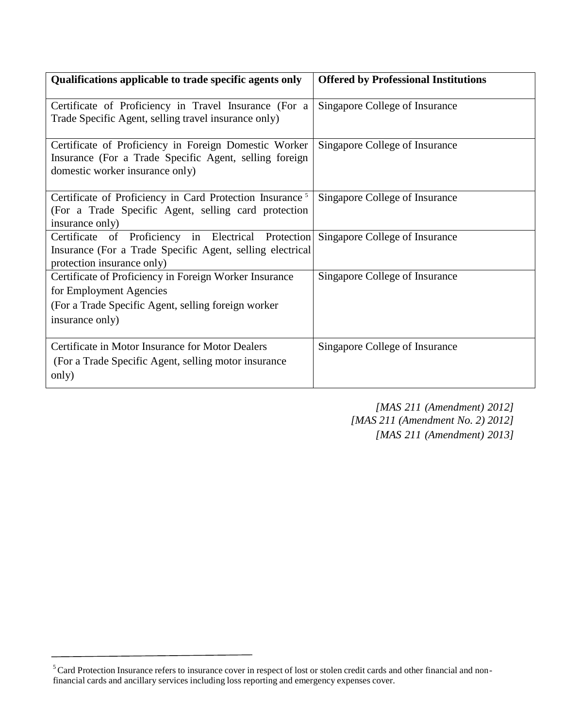| Qualifications applicable to trade specific agents only | Offered by Professional Institutions |
|---|---|
| Certificate of Proficiency in Travel Insurance (For a Trade Specific Agent, selling travel insurance only) | Singapore College of Insurance |
| Certificate of Proficiency in Foreign Domestic Worker Insurance (For a Trade Specific Agent, selling foreign domestic worker insurance only) | Singapore College of Insurance |
| Certificate of Proficiency in Card Protection Insurance [5] (For a Trade Specific Agent, selling card protection insurance only) | Singapore College of Insurance |
| Certificate of Proficiency in Electrical Protection Insurance (For a Trade Specific Agent, selling electrical protection insurance only) | Singapore College of Insurance |
| Certificate of Proficiency in Foreign Worker Insurance for Employment Agencies (For a Trade Specific Agent, selling foreign worker insurance only) | Singapore College of Insurance |
| Certificate in Motor Insurance for Motor Dealers (For a Trade Specific Agent, selling motor insurance only) | Singapore College of Insurance |

*[MAS 211 (Amendment) 2012]*
*[MAS 211 (Amendment No. 2) 2012]*
*[MAS 211 (Amendment) 2013]*

[5] Card Protection Insurance refers to insurance cover in respect of lost or stolen credit cards and other financial and non-financial cards and ancillary services including loss reporting and emergency expenses cover.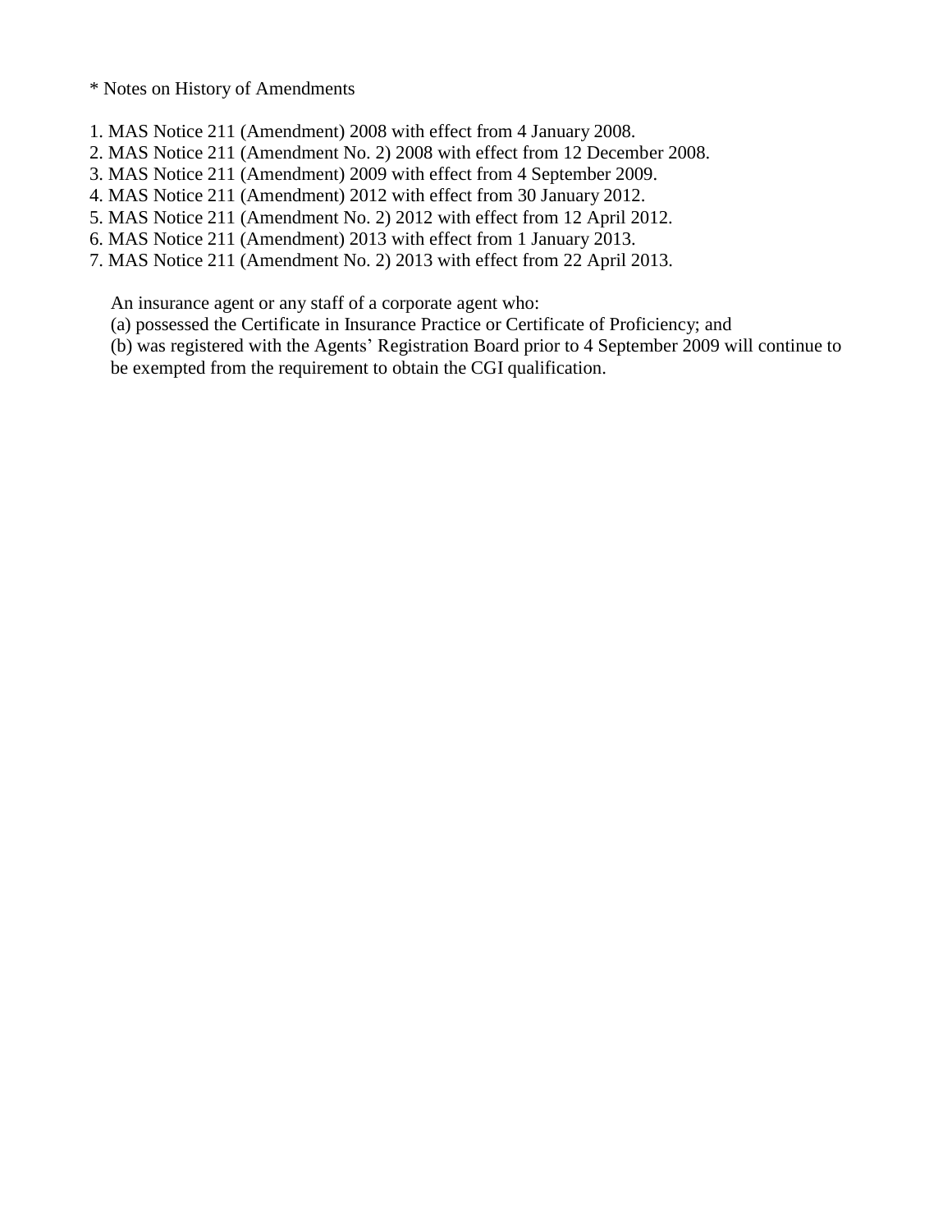\* Notes on History of Amendments

1. MAS Notice 211 (Amendment) 2008 with effect from 4 January 2008.
2. MAS Notice 211 (Amendment No. 2) 2008 with effect from 12 December 2008.
3. MAS Notice 211 (Amendment) 2009 with effect from 4 September 2009.
4. MAS Notice 211 (Amendment) 2012 with effect from 30 January 2012.
5. MAS Notice 211 (Amendment No. 2) 2012 with effect from 12 April 2012.
6. MAS Notice 211 (Amendment) 2013 with effect from 1 January 2013.
7. MAS Notice 211 (Amendment No. 2) 2013 with effect from 22 April 2013.

An insurance agent or any staff of a corporate agent who:

(a) possessed the Certificate in Insurance Practice or Certificate of Proficiency; and

(b) was registered with the Agents' Registration Board prior to 4 September 2009 will continue to be exempted from the requirement to obtain the CGI qualification.